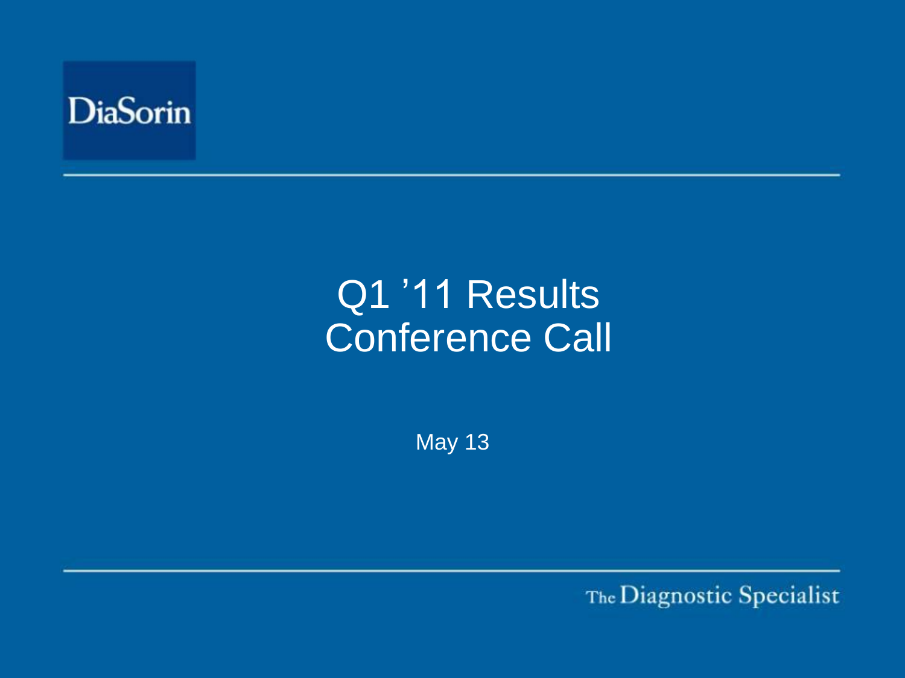DiaSorin

# Q1 '11 Results Conference Call

May 13

The Diagnostic Specialist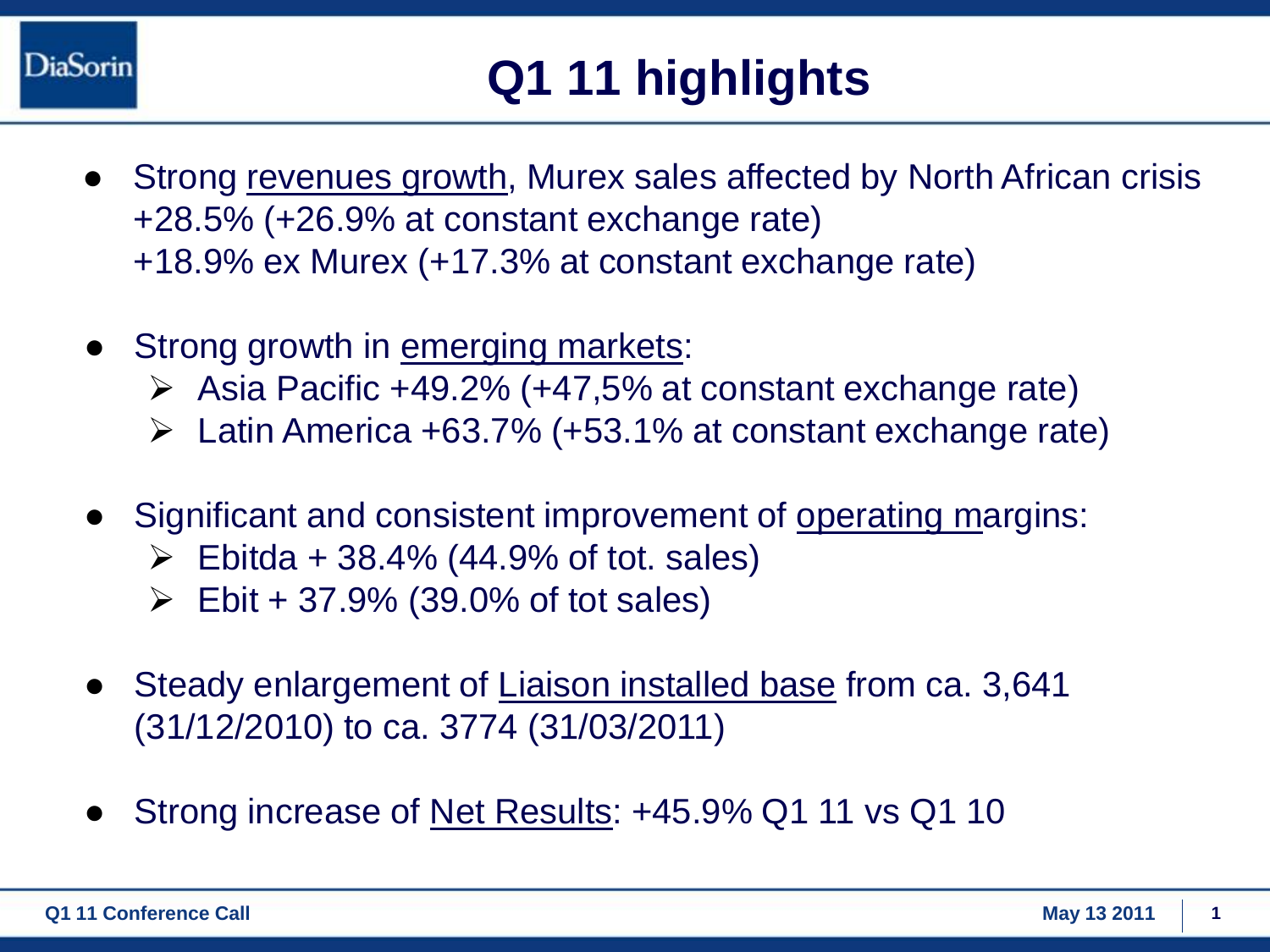# Q1 11 highlights

- Strong revenues growth, Murex sales affected by North African crisis
  +28.5% (+26.9% at constant exchange rate)
  +18.9% ex Murex (+17.3% at constant exchange rate)

- Strong growth in emerging markets:
  - Asia Pacific +49.2% (+47,5% at constant exchange rate)
  - Latin America +63.7% (+53.1% at constant exchange rate)

- Significant and consistent improvement of operating margins:
  - Ebitda + 38.4% (44.9% of tot. sales)
  - Ebit + 37.9% (39.0% of tot sales)

- Steady enlargement of Liaison installed base from ca. 3,641 (31/12/2010) to ca. 3774 (31/03/2011)

- Strong increase of Net Results: +45.9% Q1 11 vs Q1 10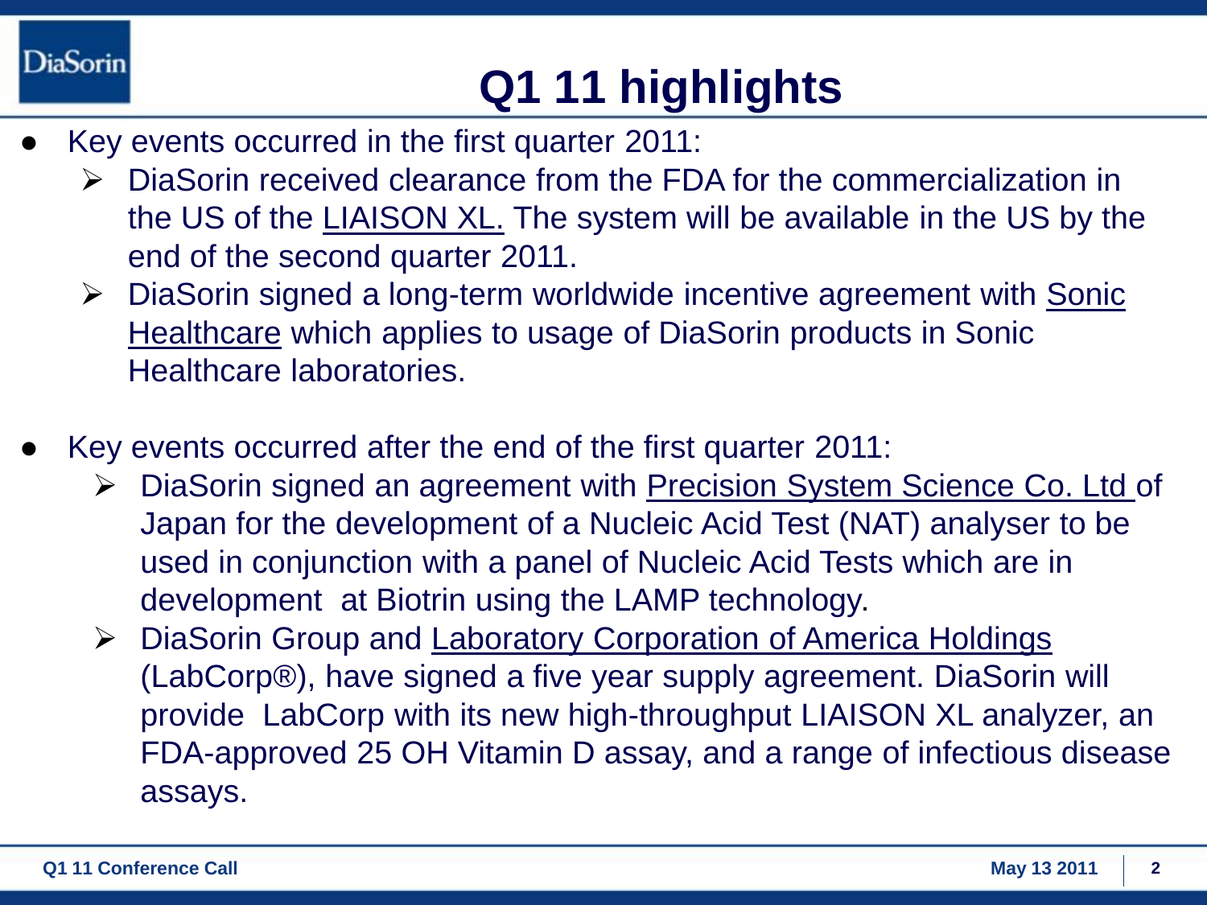# Q1 11 highlights

- Key events occurred in the first quarter 2011:
  - DiaSorin received clearance from the FDA for the commercialization in the US of the LIAISON XL. The system will be available in the US by the end of the second quarter 2011.
  - DiaSorin signed a long-term worldwide incentive agreement with Sonic Healthcare which applies to usage of DiaSorin products in Sonic Healthcare laboratories.

- Key events occurred after the end of the first quarter 2011:
  - DiaSorin signed an agreement with Precision System Science Co. Ltd of Japan for the development of a Nucleic Acid Test (NAT) analyser to be used in conjunction with a panel of Nucleic Acid Tests which are in development at Biotrin using the LAMP technology.
  - DiaSorin Group and Laboratory Corporation of America Holdings (LabCorp®), have signed a five year supply agreement. DiaSorin will provide LabCorp with its new high-throughput LIAISON XL analyzer, an FDA-approved 25 OH Vitamin D assay, and a range of infectious disease assays.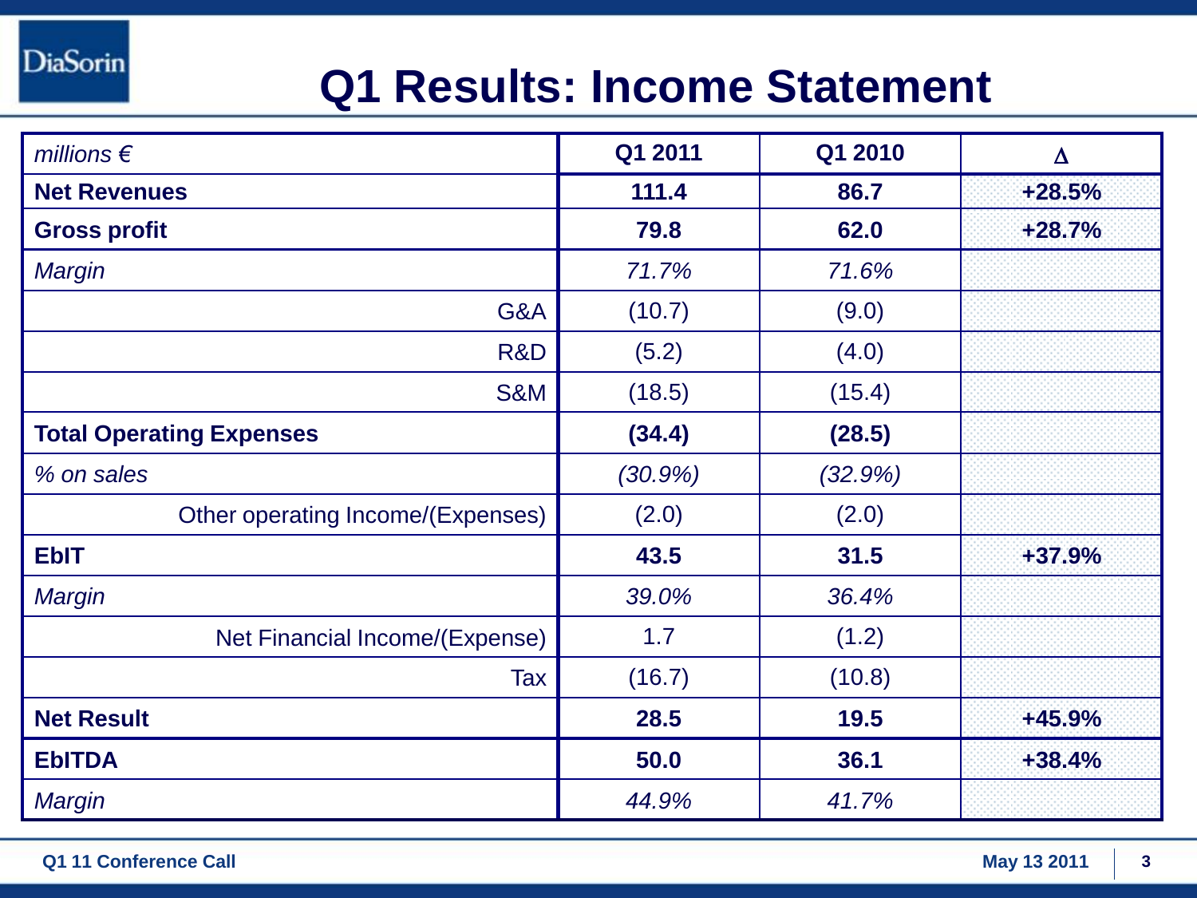# Q1 Results: Income Statement

| *millions €* | Q1 2011 | Q1 2010 | Δ |
|---|---|---|---|
| **Net Revenues** | **111.4** | **86.7** | **+28.5%** |
| **Gross profit** | **79.8** | **62.0** | **+28.7%** |
| *Margin* | *71.7%* | *71.6%* | |
| G&A | (10.7) | (9.0) | |
| R&D | (5.2) | (4.0) | |
| S&M | (18.5) | (15.4) | |
| **Total Operating Expenses** | **(34.4)** | **(28.5)** | |
| *% on sales* | *(30.9%)* | *(32.9%)* | |
| Other operating Income/(Expenses) | (2.0) | (2.0) | |
| **EbIT** | **43.5** | **31.5** | **+37.9%** |
| *Margin* | *39.0%* | *36.4%* | |
| Net Financial Income/(Expense) | 1.7 | (1.2) | |
| Tax | (16.7) | (10.8) | |
| **Net Result** | **28.5** | **19.5** | **+45.9%** |
| **EbITDA** | **50.0** | **36.1** | **+38.4%** |
| *Margin* | *44.9%* | *41.7%* | |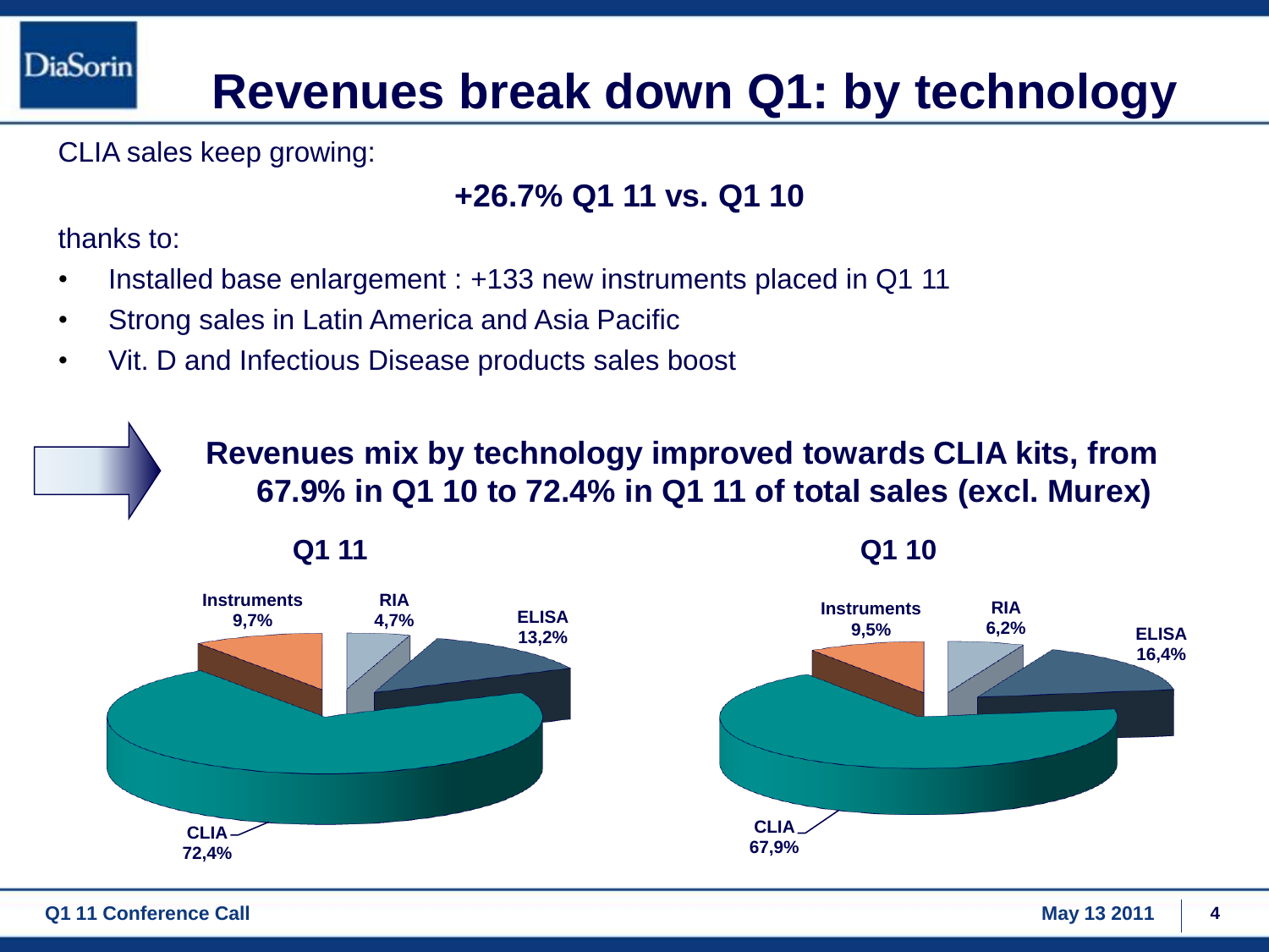# Revenues break down Q1: by technology

CLIA sales keep growing:

**+26.7% Q1 11 vs. Q1 10**

thanks to:

- Installed base enlargement : +133 new instruments placed in Q1 11
- Strong sales in Latin America and Asia Pacific
- Vit. D and Infectious Disease products sales boost

**Revenues mix by technology improved towards CLIA kits, from 67.9% in Q1 10 to 72.4% in Q1 11 of total sales (excl. Murex)**

| Technology | Q1 11 | Q1 10 |
|---|---|---|
| CLIA | 72,4% | 67,9% |
| ELISA | 13,2% | 16,4% |
| Instruments | 9,7% | 9,5% |
| RIA | 4,7% | 6,2% |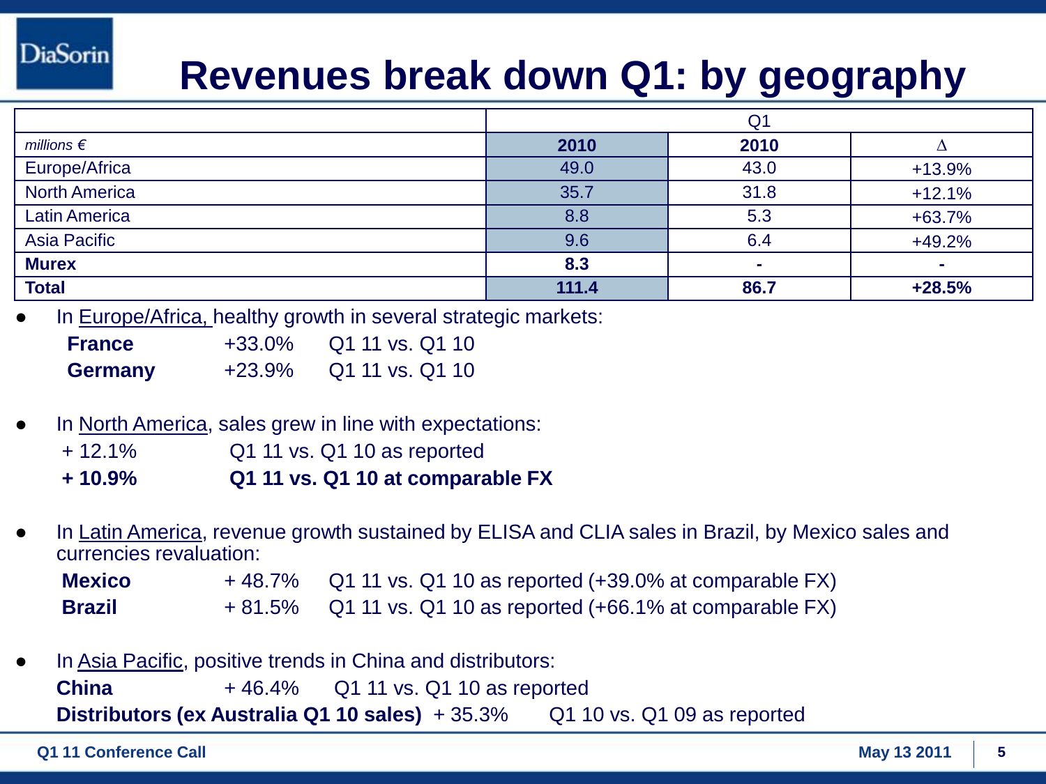# Revenues break down Q1: by geography

| | Q1 | | |
|---|---|---|---|
| *millions €* | **2010** | **2010** | Δ |
| Europe/Africa | 49.0 | 43.0 | +13.9% |
| North America | 35.7 | 31.8 | +12.1% |
| Latin America | 8.8 | 5.3 | +63.7% |
| Asia Pacific | 9.6 | 6.4 | +49.2% |
| **Murex** | **8.3** | **-** | **-** |
| **Total** | **111.4** | **86.7** | **+28.5%** |

- In Europe/Africa, healthy growth in several strategic markets:
  - **France** +33.0% Q1 11 vs. Q1 10
  - **Germany** +23.9% Q1 11 vs. Q1 10

- In North America, sales grew in line with expectations:
  - + 12.1% Q1 11 vs. Q1 10 as reported
  - **+ 10.9% Q1 11 vs. Q1 10 at comparable FX**

- In Latin America, revenue growth sustained by ELISA and CLIA sales in Brazil, by Mexico sales and currencies revaluation:
  - **Mexico** + 48.7% Q1 11 vs. Q1 10 as reported (+39.0% at comparable FX)
  - **Brazil** + 81.5% Q1 11 vs. Q1 10 as reported (+66.1% at comparable FX)

- In Asia Pacific, positive trends in China and distributors:
  - **China** + 46.4% Q1 11 vs. Q1 10 as reported
  - **Distributors (ex Australia Q1 10 sales)** + 35.3% Q1 10 vs. Q1 09 as reported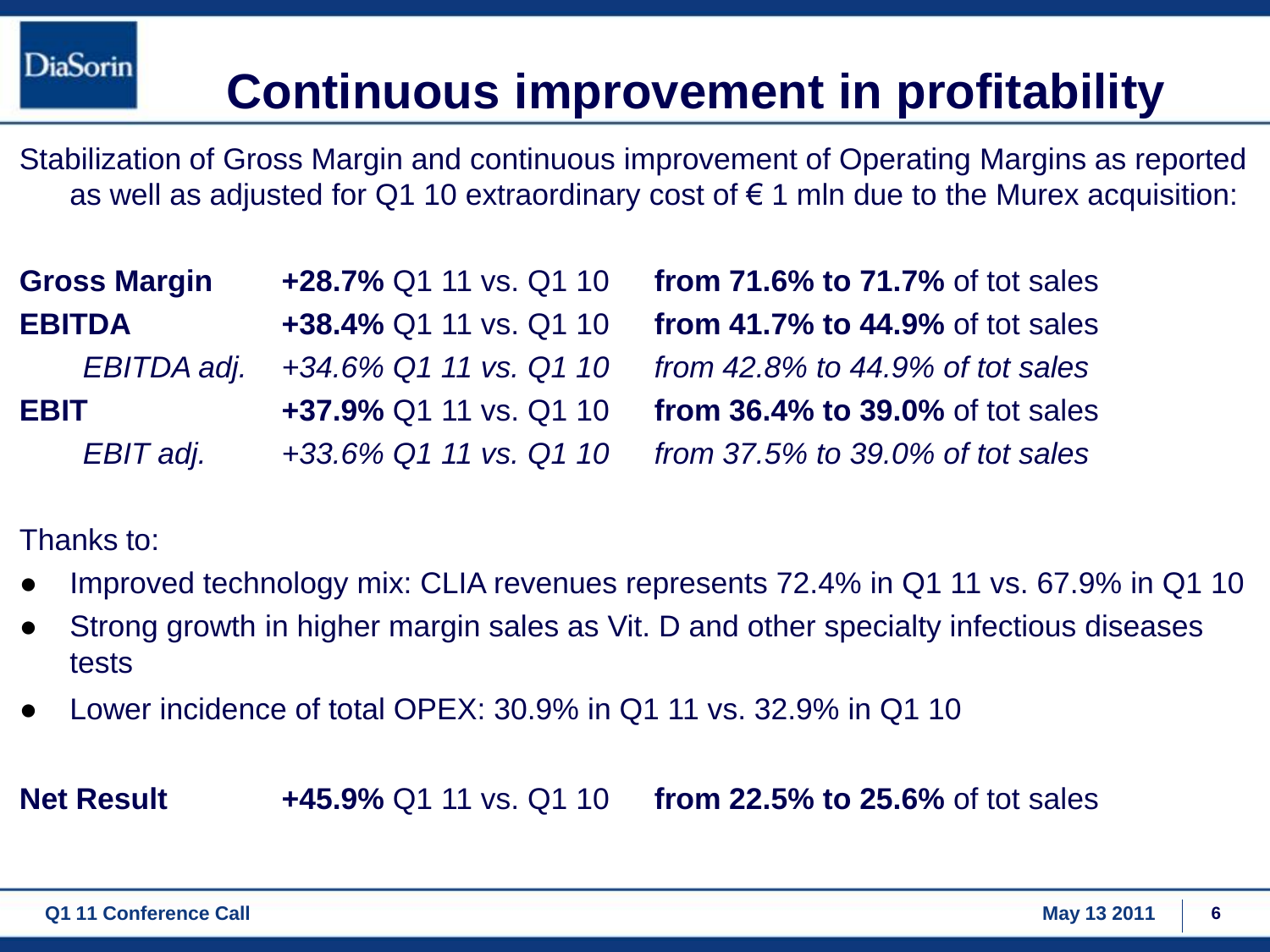# Continuous improvement in profitability

Stabilization of Gross Margin and continuous improvement of Operating Margins as reported as well as adjusted for Q1 10 extraordinary cost of € 1 mln due to the Murex acquisition:

| | | |
|---|---|---|
| **Gross Margin** | **+28.7%** Q1 11 vs. Q1 10 | **from 71.6% to 71.7%** of tot sales |
| **EBITDA** | **+38.4%** Q1 11 vs. Q1 10 | **from 41.7% to 44.9%** of tot sales |
| *EBITDA adj.* | *+34.6% Q1 11 vs. Q1 10* | *from 42.8% to 44.9% of tot sales* |
| **EBIT** | **+37.9%** Q1 11 vs. Q1 10 | **from 36.4% to 39.0%** of tot sales |
| *EBIT adj.* | *+33.6% Q1 11 vs. Q1 10* | *from 37.5% to 39.0% of tot sales* |

Thanks to:

- Improved technology mix: CLIA revenues represents 72.4% in Q1 11 vs. 67.9% in Q1 10
- Strong growth in higher margin sales as Vit. D and other specialty infectious diseases tests
- Lower incidence of total OPEX: 30.9% in Q1 11 vs. 32.9% in Q1 10

| | | |
|---|---|---|
| **Net Result** | **+45.9%** Q1 11 vs. Q1 10 | **from 22.5% to 25.6%** of tot sales |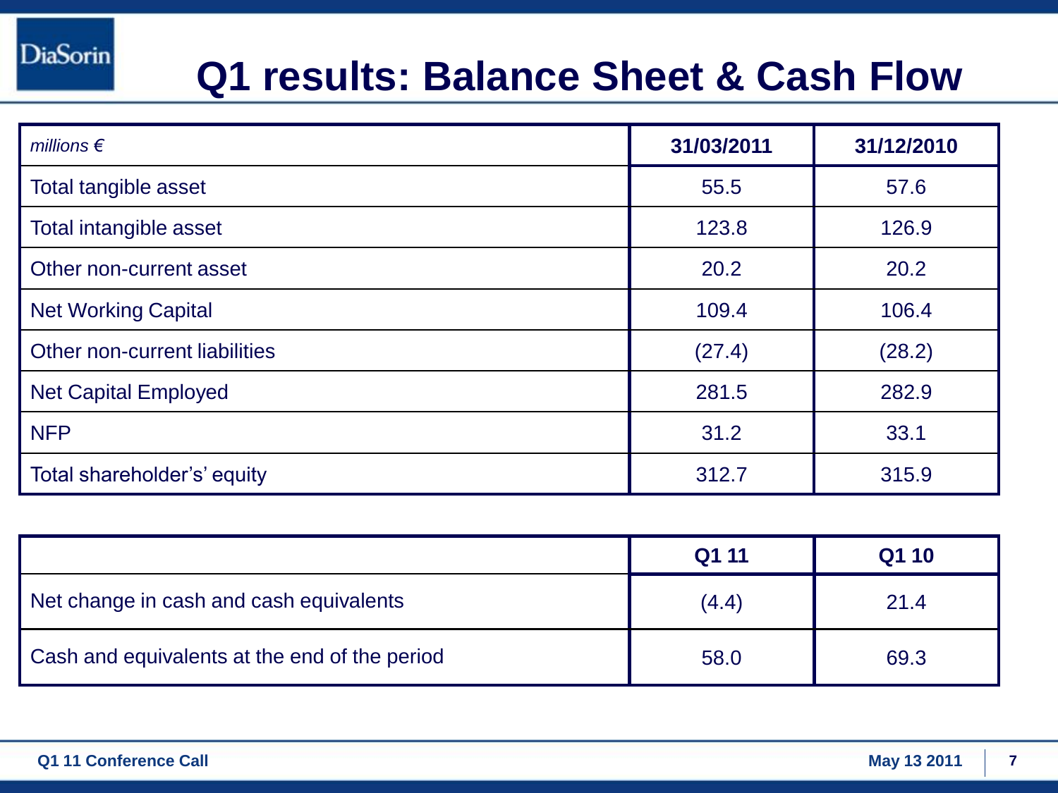# Q1 results: Balance Sheet & Cash Flow

| *millions €* | 31/03/2011 | 31/12/2010 |
|---|---|---|
| Total tangible asset | 55.5 | 57.6 |
| Total intangible asset | 123.8 | 126.9 |
| Other non-current asset | 20.2 | 20.2 |
| Net Working Capital | 109.4 | 106.4 |
| Other non-current liabilities | (27.4) | (28.2) |
| Net Capital Employed | 281.5 | 282.9 |
| NFP | 31.2 | 33.1 |
| Total shareholder's' equity | 312.7 | 315.9 |

| | Q1 11 | Q1 10 |
|---|---|---|
| Net change in cash and cash equivalents | (4.4) | 21.4 |
| Cash and equivalents at the end of the period | 58.0 | 69.3 |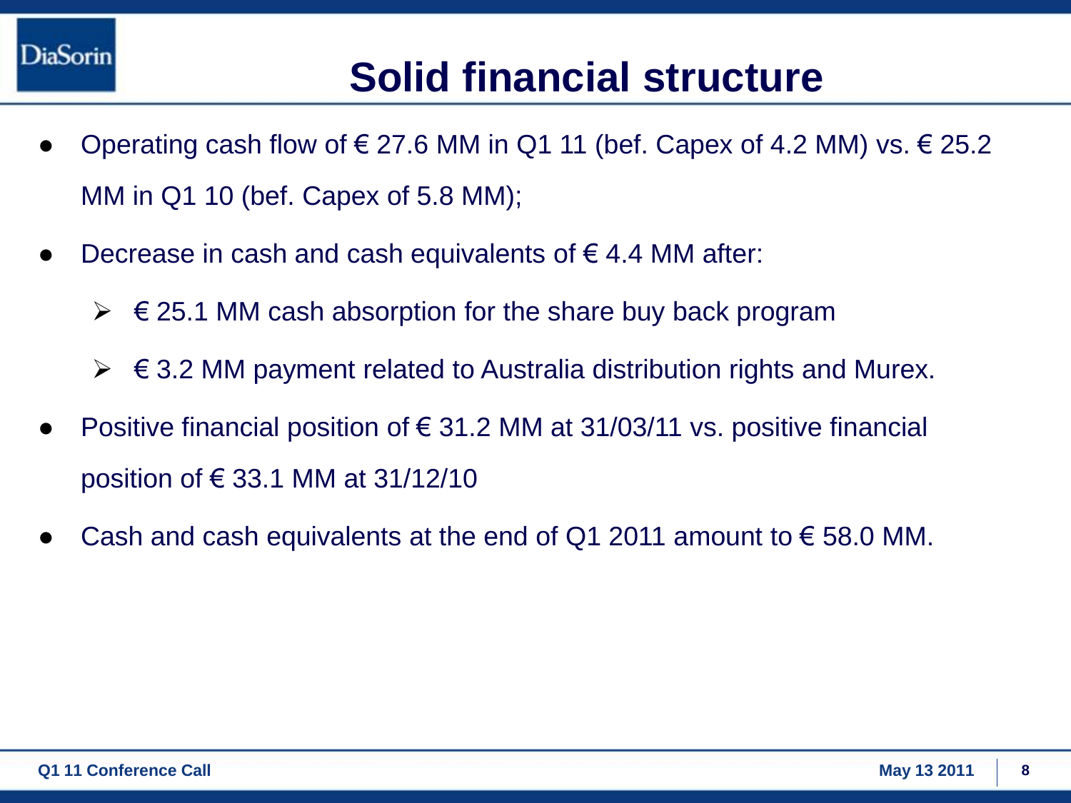# Solid financial structure

- Operating cash flow of € 27.6 MM in Q1 11 (bef. Capex of 4.2 MM) vs. € 25.2 MM in Q1 10 (bef. Capex of 5.8 MM);
- Decrease in cash and cash equivalents of € 4.4 MM after:
  - € 25.1 MM cash absorption for the share buy back program
  - € 3.2 MM payment related to Australia distribution rights and Murex.
- Positive financial position of € 31.2 MM at 31/03/11 vs. positive financial position of € 33.1 MM at 31/12/10
- Cash and cash equivalents at the end of Q1 2011 amount to € 58.0 MM.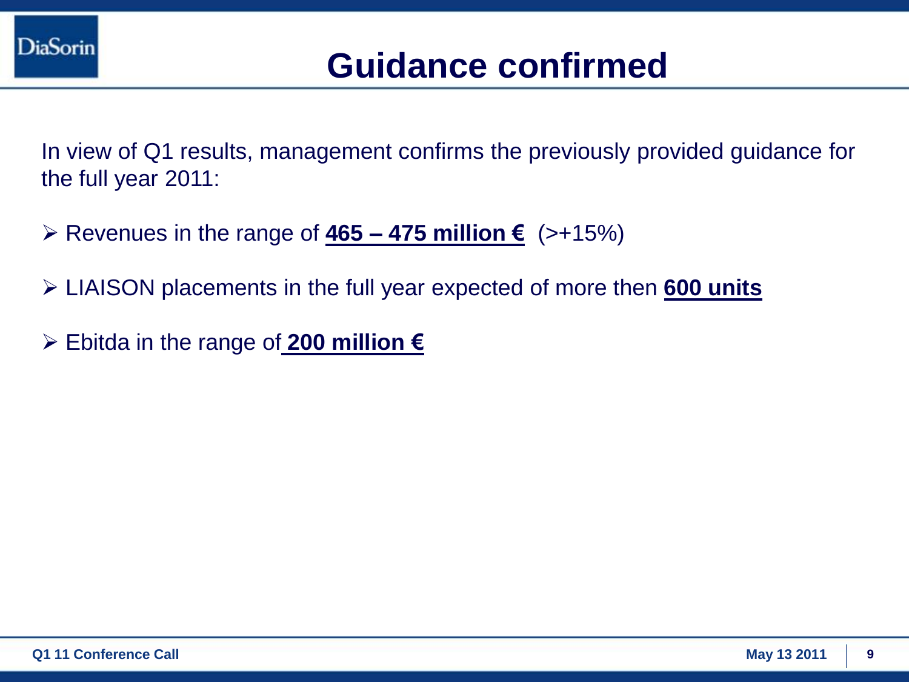# Guidance confirmed

In view of Q1 results, management confirms the previously provided guidance for the full year 2011:

- Revenues in the range of **465 – 475 million €** (>+15%)
- LIAISON placements in the full year expected of more then **600 units**
- Ebitda in the range of **200 million €**